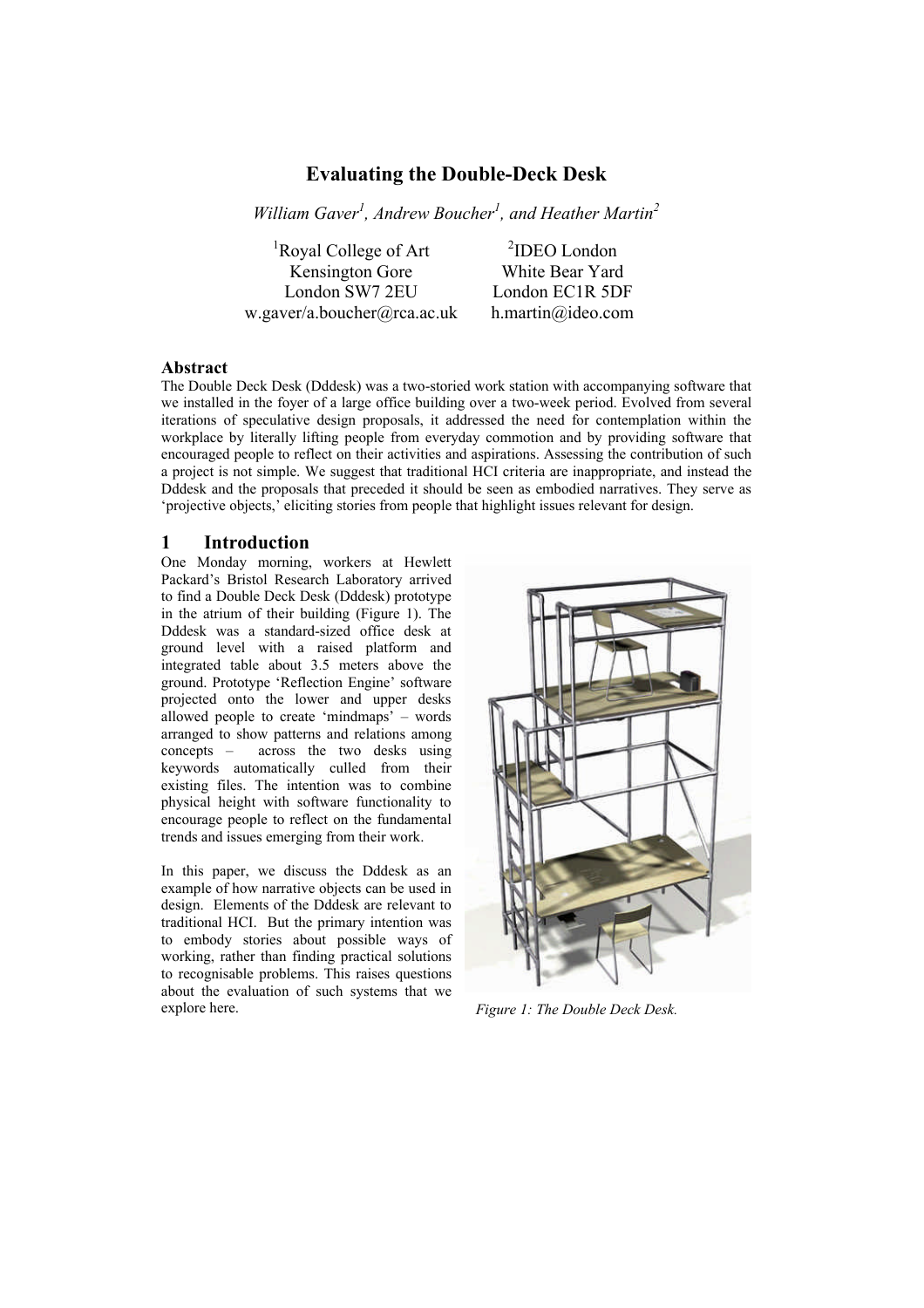# Evaluating the Double-Deck Desk

*William Gaver[1], Andrew Boucher[1], and Heather Martin[2]*

[1]Royal College of Art
Kensington Gore
London SW7 2EU
w.gaver/a.boucher@rca.ac.uk

[2]IDEO London
White Bear Yard
London EC1R 5DF
h.martin@ideo.com

## Abstract

The Double Deck Desk (Dddesk) was a two-storied work station with accompanying software that we installed in the foyer of a large office building over a two-week period. Evolved from several iterations of speculative design proposals, it addressed the need for contemplation within the workplace by literally lifting people from everyday commotion and by providing software that encouraged people to reflect on their activities and aspirations. Assessing the contribution of such a project is not simple. We suggest that traditional HCI criteria are inappropriate, and instead the Dddesk and the proposals that preceded it should be seen as embodied narratives. They serve as 'projective objects,' eliciting stories from people that highlight issues relevant for design.

## 1 Introduction

One Monday morning, workers at Hewlett Packard's Bristol Research Laboratory arrived to find a Double Deck Desk (Dddesk) prototype in the atrium of their building (Figure 1). The Dddesk was a standard-sized office desk at ground level with a raised platform and integrated table about 3.5 meters above the ground. Prototype 'Reflection Engine' software projected onto the lower and upper desks allowed people to create 'mindmaps' – words arranged to show patterns and relations among concepts – across the two desks using keywords automatically culled from their existing files. The intention was to combine physical height with software functionality to encourage people to reflect on the fundamental trends and issues emerging from their work.

In this paper, we discuss the Dddesk as an example of how narrative objects can be used in design. Elements of the Dddesk are relevant to traditional HCI. But the primary intention was to embody stories about possible ways of working, rather than finding practical solutions to recognisable problems. This raises questions about the evaluation of such systems that we explore here.

*Figure 1: The Double Deck Desk.*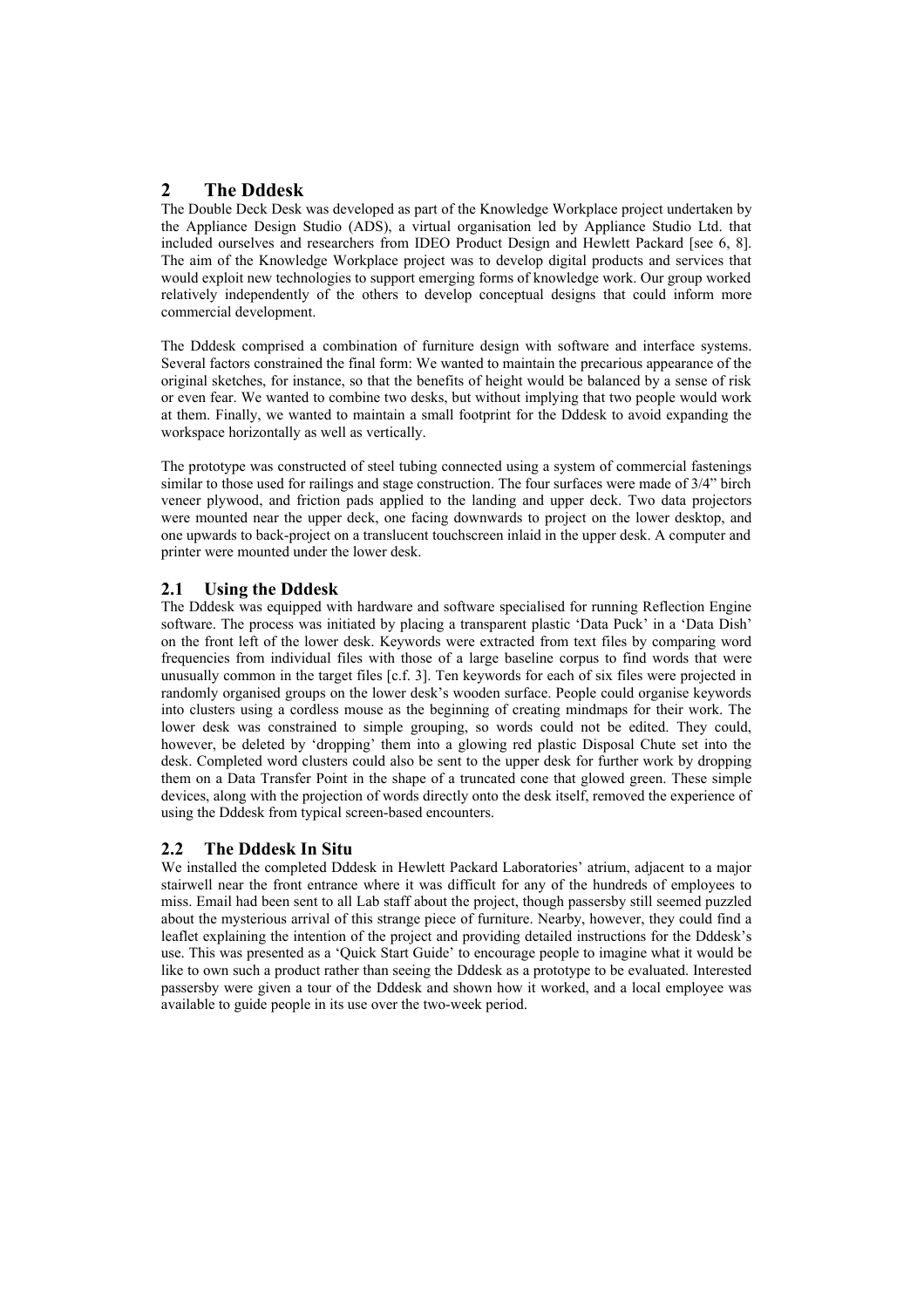## 2 The Dddesk

The Double Deck Desk was developed as part of the Knowledge Workplace project undertaken by the Appliance Design Studio (ADS), a virtual organisation led by Appliance Studio Ltd. that included ourselves and researchers from IDEO Product Design and Hewlett Packard [see 6, 8]. The aim of the Knowledge Workplace project was to develop digital products and services that would exploit new technologies to support emerging forms of knowledge work. Our group worked relatively independently of the others to develop conceptual designs that could inform more commercial development.

The Dddesk comprised a combination of furniture design with software and interface systems. Several factors constrained the final form: We wanted to maintain the precarious appearance of the original sketches, for instance, so that the benefits of height would be balanced by a sense of risk or even fear. We wanted to combine two desks, but without implying that two people would work at them. Finally, we wanted to maintain a small footprint for the Dddesk to avoid expanding the workspace horizontally as well as vertically.

The prototype was constructed of steel tubing connected using a system of commercial fastenings similar to those used for railings and stage construction. The four surfaces were made of 3/4" birch veneer plywood, and friction pads applied to the landing and upper deck. Two data projectors were mounted near the upper deck, one facing downwards to project on the lower desktop, and one upwards to back-project on a translucent touchscreen inlaid in the upper desk. A computer and printer were mounted under the lower desk.

### 2.1 Using the Dddesk

The Dddesk was equipped with hardware and software specialised for running Reflection Engine software. The process was initiated by placing a transparent plastic 'Data Puck' in a 'Data Dish' on the front left of the lower desk. Keywords were extracted from text files by comparing word frequencies from individual files with those of a large baseline corpus to find words that were unusually common in the target files [c.f. 3]. Ten keywords for each of six files were projected in randomly organised groups on the lower desk's wooden surface. People could organise keywords into clusters using a cordless mouse as the beginning of creating mindmaps for their work. The lower desk was constrained to simple grouping, so words could not be edited. They could, however, be deleted by 'dropping' them into a glowing red plastic Disposal Chute set into the desk. Completed word clusters could also be sent to the upper desk for further work by dropping them on a Data Transfer Point in the shape of a truncated cone that glowed green. These simple devices, along with the projection of words directly onto the desk itself, removed the experience of using the Dddesk from typical screen-based encounters.

### 2.2 The Dddesk In Situ

We installed the completed Dddesk in Hewlett Packard Laboratories' atrium, adjacent to a major stairwell near the front entrance where it was difficult for any of the hundreds of employees to miss. Email had been sent to all Lab staff about the project, though passersby still seemed puzzled about the mysterious arrival of this strange piece of furniture. Nearby, however, they could find a leaflet explaining the intention of the project and providing detailed instructions for the Dddesk's use. This was presented as a 'Quick Start Guide' to encourage people to imagine what it would be like to own such a product rather than seeing the Dddesk as a prototype to be evaluated. Interested passersby were given a tour of the Dddesk and shown how it worked, and a local employee was available to guide people in its use over the two-week period.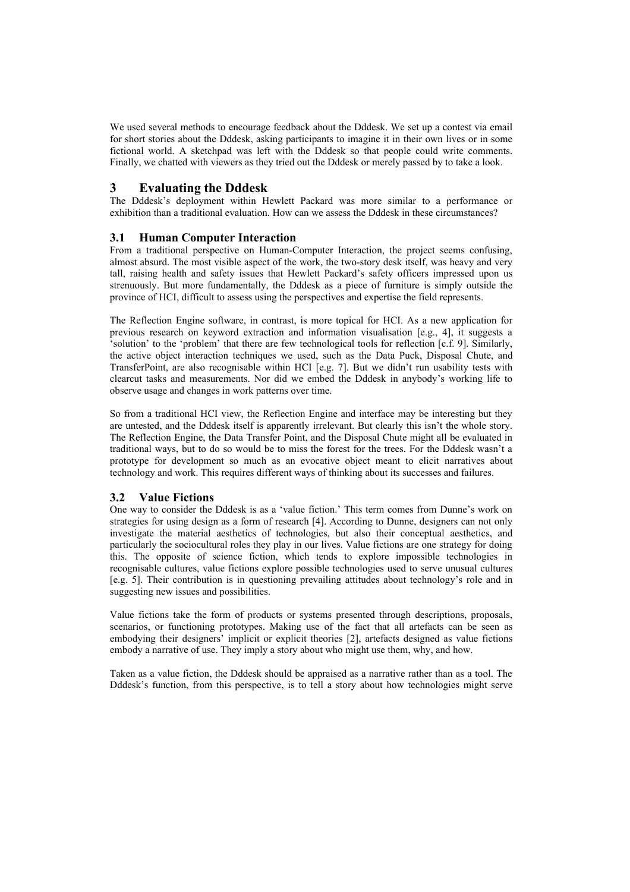We used several methods to encourage feedback about the Dddesk. We set up a contest via email for short stories about the Dddesk, asking participants to imagine it in their own lives or in some fictional world. A sketchpad was left with the Dddesk so that people could write comments. Finally, we chatted with viewers as they tried out the Dddesk or merely passed by to take a look.

# 3 Evaluating the Dddesk

The Dddesk's deployment within Hewlett Packard was more similar to a performance or exhibition than a traditional evaluation. How can we assess the Dddesk in these circumstances?

## 3.1 Human Computer Interaction

From a traditional perspective on Human-Computer Interaction, the project seems confusing, almost absurd. The most visible aspect of the work, the two-story desk itself, was heavy and very tall, raising health and safety issues that Hewlett Packard's safety officers impressed upon us strenuously. But more fundamentally, the Dddesk as a piece of furniture is simply outside the province of HCI, difficult to assess using the perspectives and expertise the field represents.

The Reflection Engine software, in contrast, is more topical for HCI. As a new application for previous research on keyword extraction and information visualisation [e.g., 4], it suggests a 'solution' to the 'problem' that there are few technological tools for reflection [c.f. 9]. Similarly, the active object interaction techniques we used, such as the Data Puck, Disposal Chute, and TransferPoint, are also recognisable within HCI [e.g. 7]. But we didn't run usability tests with clearcut tasks and measurements. Nor did we embed the Dddesk in anybody's working life to observe usage and changes in work patterns over time.

So from a traditional HCI view, the Reflection Engine and interface may be interesting but they are untested, and the Dddesk itself is apparently irrelevant. But clearly this isn't the whole story. The Reflection Engine, the Data Transfer Point, and the Disposal Chute might all be evaluated in traditional ways, but to do so would be to miss the forest for the trees. For the Dddesk wasn't a prototype for development so much as an evocative object meant to elicit narratives about technology and work. This requires different ways of thinking about its successes and failures.

## 3.2 Value Fictions

One way to consider the Dddesk is as a 'value fiction.' This term comes from Dunne's work on strategies for using design as a form of research [4]. According to Dunne, designers can not only investigate the material aesthetics of technologies, but also their conceptual aesthetics, and particularly the sociocultural roles they play in our lives. Value fictions are one strategy for doing this. The opposite of science fiction, which tends to explore impossible technologies in recognisable cultures, value fictions explore possible technologies used to serve unusual cultures [e.g. 5]. Their contribution is in questioning prevailing attitudes about technology's role and in suggesting new issues and possibilities.

Value fictions take the form of products or systems presented through descriptions, proposals, scenarios, or functioning prototypes. Making use of the fact that all artefacts can be seen as embodying their designers' implicit or explicit theories [2], artefacts designed as value fictions embody a narrative of use. They imply a story about who might use them, why, and how.

Taken as a value fiction, the Dddesk should be appraised as a narrative rather than as a tool. The Dddesk's function, from this perspective, is to tell a story about how technologies might serve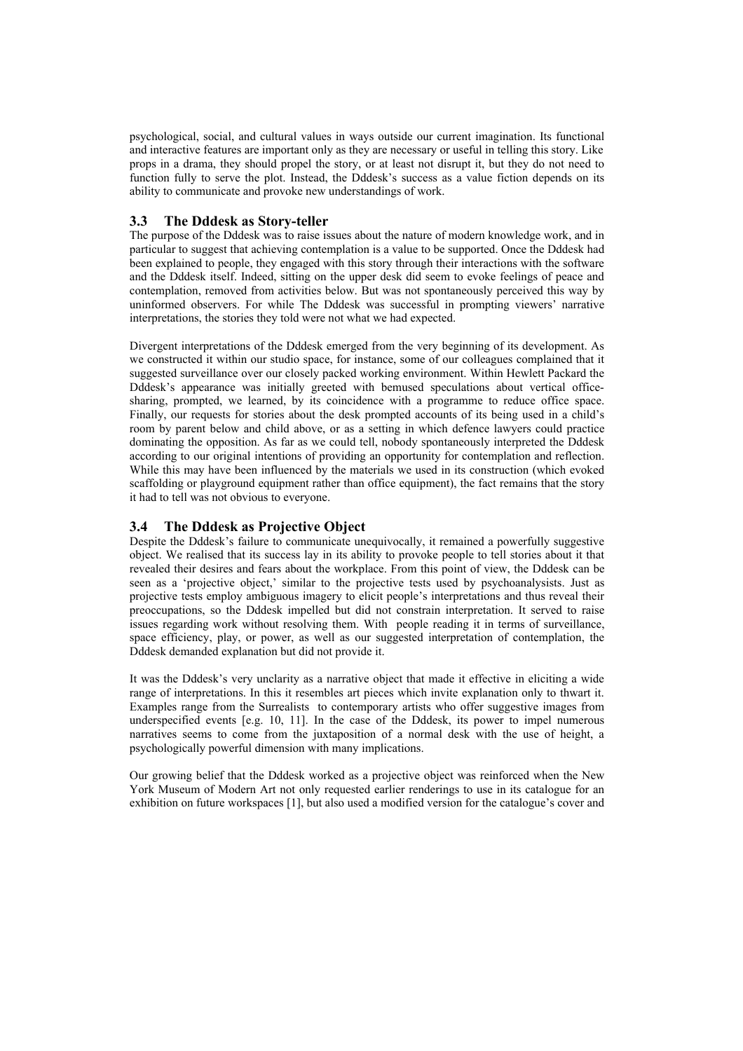psychological, social, and cultural values in ways outside our current imagination. Its functional and interactive features are important only as they are necessary or useful in telling this story. Like props in a drama, they should propel the story, or at least not disrupt it, but they do not need to function fully to serve the plot. Instead, the Dddesk's success as a value fiction depends on its ability to communicate and provoke new understandings of work.

### 3.3 The Dddesk as Story-teller

The purpose of the Dddesk was to raise issues about the nature of modern knowledge work, and in particular to suggest that achieving contemplation is a value to be supported. Once the Dddesk had been explained to people, they engaged with this story through their interactions with the software and the Dddesk itself. Indeed, sitting on the upper desk did seem to evoke feelings of peace and contemplation, removed from activities below. But was not spontaneously perceived this way by uninformed observers. For while The Dddesk was successful in prompting viewers' narrative interpretations, the stories they told were not what we had expected.

Divergent interpretations of the Dddesk emerged from the very beginning of its development. As we constructed it within our studio space, for instance, some of our colleagues complained that it suggested surveillance over our closely packed working environment. Within Hewlett Packard the Dddesk's appearance was initially greeted with bemused speculations about vertical office-sharing, prompted, we learned, by its coincidence with a programme to reduce office space. Finally, our requests for stories about the desk prompted accounts of its being used in a child's room by parent below and child above, or as a setting in which defence lawyers could practice dominating the opposition. As far as we could tell, nobody spontaneously interpreted the Dddesk according to our original intentions of providing an opportunity for contemplation and reflection. While this may have been influenced by the materials we used in its construction (which evoked scaffolding or playground equipment rather than office equipment), the fact remains that the story it had to tell was not obvious to everyone.

### 3.4 The Dddesk as Projective Object

Despite the Dddesk's failure to communicate unequivocally, it remained a powerfully suggestive object. We realised that its success lay in its ability to provoke people to tell stories about it that revealed their desires and fears about the workplace. From this point of view, the Dddesk can be seen as a 'projective object,' similar to the projective tests used by psychoanalysists. Just as projective tests employ ambiguous imagery to elicit people's interpretations and thus reveal their preoccupations, so the Dddesk impelled but did not constrain interpretation. It served to raise issues regarding work without resolving them. With people reading it in terms of surveillance, space efficiency, play, or power, as well as our suggested interpretation of contemplation, the Dddesk demanded explanation but did not provide it.

It was the Dddesk's very unclarity as a narrative object that made it effective in eliciting a wide range of interpretations. In this it resembles art pieces which invite explanation only to thwart it. Examples range from the Surrealists to contemporary artists who offer suggestive images from underspecified events [e.g. 10, 11]. In the case of the Dddesk, its power to impel numerous narratives seems to come from the juxtaposition of a normal desk with the use of height, a psychologically powerful dimension with many implications.

Our growing belief that the Dddesk worked as a projective object was reinforced when the New York Museum of Modern Art not only requested earlier renderings to use in its catalogue for an exhibition on future workspaces [1], but also used a modified version for the catalogue's cover and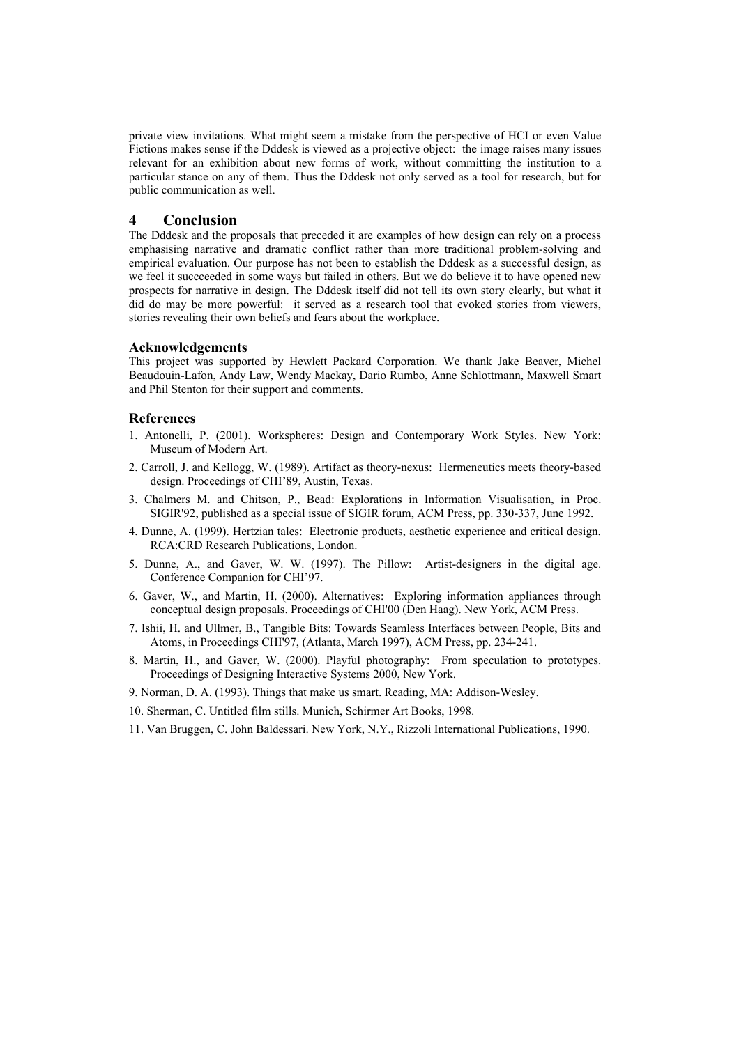private view invitations. What might seem a mistake from the perspective of HCI or even Value Fictions makes sense if the Dddesk is viewed as a projective object: the image raises many issues relevant for an exhibition about new forms of work, without committing the institution to a particular stance on any of them. Thus the Dddesk not only served as a tool for research, but for public communication as well.

## 4 Conclusion

The Dddesk and the proposals that preceded it are examples of how design can rely on a process emphasising narrative and dramatic conflict rather than more traditional problem-solving and empirical evaluation. Our purpose has not been to establish the Dddesk as a successful design, as we feel it succceeded in some ways but failed in others. But we do believe it to have opened new prospects for narrative in design. The Dddesk itself did not tell its own story clearly, but what it did do may be more powerful: it served as a research tool that evoked stories from viewers, stories revealing their own beliefs and fears about the workplace.

### Acknowledgements

This project was supported by Hewlett Packard Corporation. We thank Jake Beaver, Michel Beaudouin-Lafon, Andy Law, Wendy Mackay, Dario Rumbo, Anne Schlottmann, Maxwell Smart and Phil Stenton for their support and comments.

### References

1. Antonelli, P. (2001). Workspheres: Design and Contemporary Work Styles. New York: Museum of Modern Art.
2. Carroll, J. and Kellogg, W. (1989). Artifact as theory-nexus: Hermeneutics meets theory-based design. Proceedings of CHI'89, Austin, Texas.
3. Chalmers M. and Chitson, P., Bead: Explorations in Information Visualisation, in Proc. SIGIR'92, published as a special issue of SIGIR forum, ACM Press, pp. 330-337, June 1992.
4. Dunne, A. (1999). Hertzian tales: Electronic products, aesthetic experience and critical design. RCA:CRD Research Publications, London.
5. Dunne, A., and Gaver, W. W. (1997). The Pillow: Artist-designers in the digital age. Conference Companion for CHI'97.
6. Gaver, W., and Martin, H. (2000). Alternatives: Exploring information appliances through conceptual design proposals. Proceedings of CHI'00 (Den Haag). New York, ACM Press.
7. Ishii, H. and Ullmer, B., Tangible Bits: Towards Seamless Interfaces between People, Bits and Atoms, in Proceedings CHI'97, (Atlanta, March 1997), ACM Press, pp. 234-241.
8. Martin, H., and Gaver, W. (2000). Playful photography: From speculation to prototypes. Proceedings of Designing Interactive Systems 2000, New York.
9. Norman, D. A. (1993). Things that make us smart. Reading, MA: Addison-Wesley.
10. Sherman, C. Untitled film stills. Munich, Schirmer Art Books, 1998.
11. Van Bruggen, C. John Baldessari. New York, N.Y., Rizzoli International Publications, 1990.